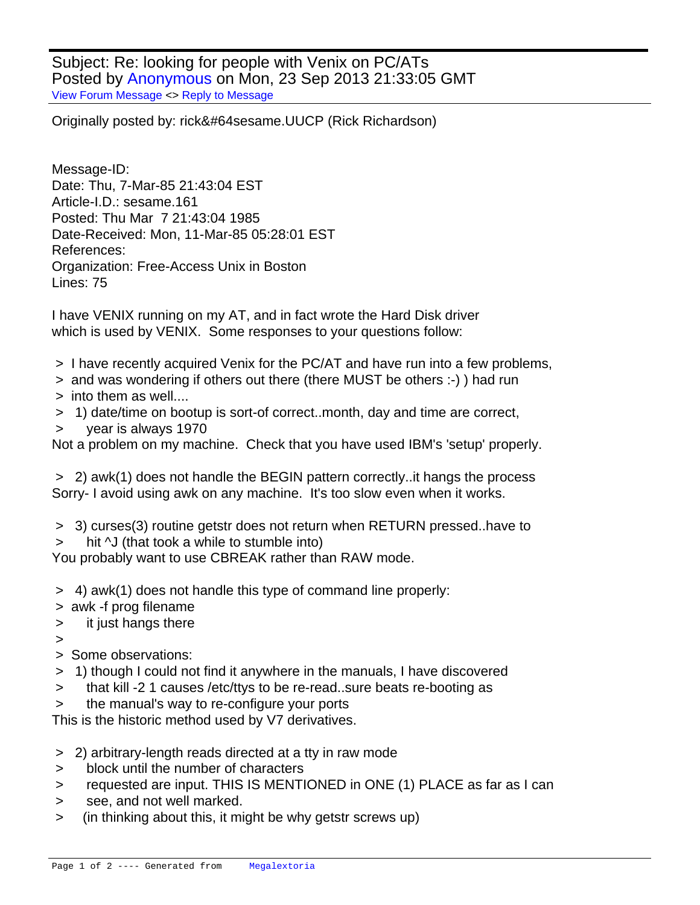Subject: Re: looking for people with Venix on PC/ATs
Posted by Anonymous on Mon, 23 Sep 2013 21:33:05 GMT
View Forum Message <> Reply to Message

Originally posted by: rick&#64sesame.UUCP (Rick Richardson)

Message-ID:
Date: Thu, 7-Mar-85 21:43:04 EST
Article-I.D.: sesame.161
Posted: Thu Mar 7 21:43:04 1985
Date-Received: Mon, 11-Mar-85 05:28:01 EST
References:
Organization: Free-Access Unix in Boston
Lines: 75

I have VENIX running on my AT, and in fact wrote the Hard Disk driver
which is used by VENIX. Some responses to your questions follow:

> I have recently acquired Venix for the PC/AT and have run into a few problems,
> and was wondering if others out there (there MUST be others :-) ) had run
> into them as well....
> 1) date/time on bootup is sort-of correct..month, day and time are correct,
> year is always 1970

Not a problem on my machine. Check that you have used IBM's 'setup' properly.

> 2) awk(1) does not handle the BEGIN pattern correctly..it hangs the process

Sorry- I avoid using awk on any machine. It's too slow even when it works.

> 3) curses(3) routine getstr does not return when RETURN pressed..have to
> hit ^J (that took a while to stumble into)

You probably want to use CBREAK rather than RAW mode.

> 4) awk(1) does not handle this type of command line properly:
> awk -f prog filename
> it just hangs there
>
> Some observations:
> 1) though I could not find it anywhere in the manuals, I have discovered
> that kill -2 1 causes /etc/ttys to be re-read..sure beats re-booting as
> the manual's way to re-configure your ports

This is the historic method used by V7 derivatives.

> 2) arbitrary-length reads directed at a tty in raw mode
> block until the number of characters
> requested are input. THIS IS MENTIONED in ONE (1) PLACE as far as I can
> see, and not well marked.
> (in thinking about this, it might be why getstr screws up)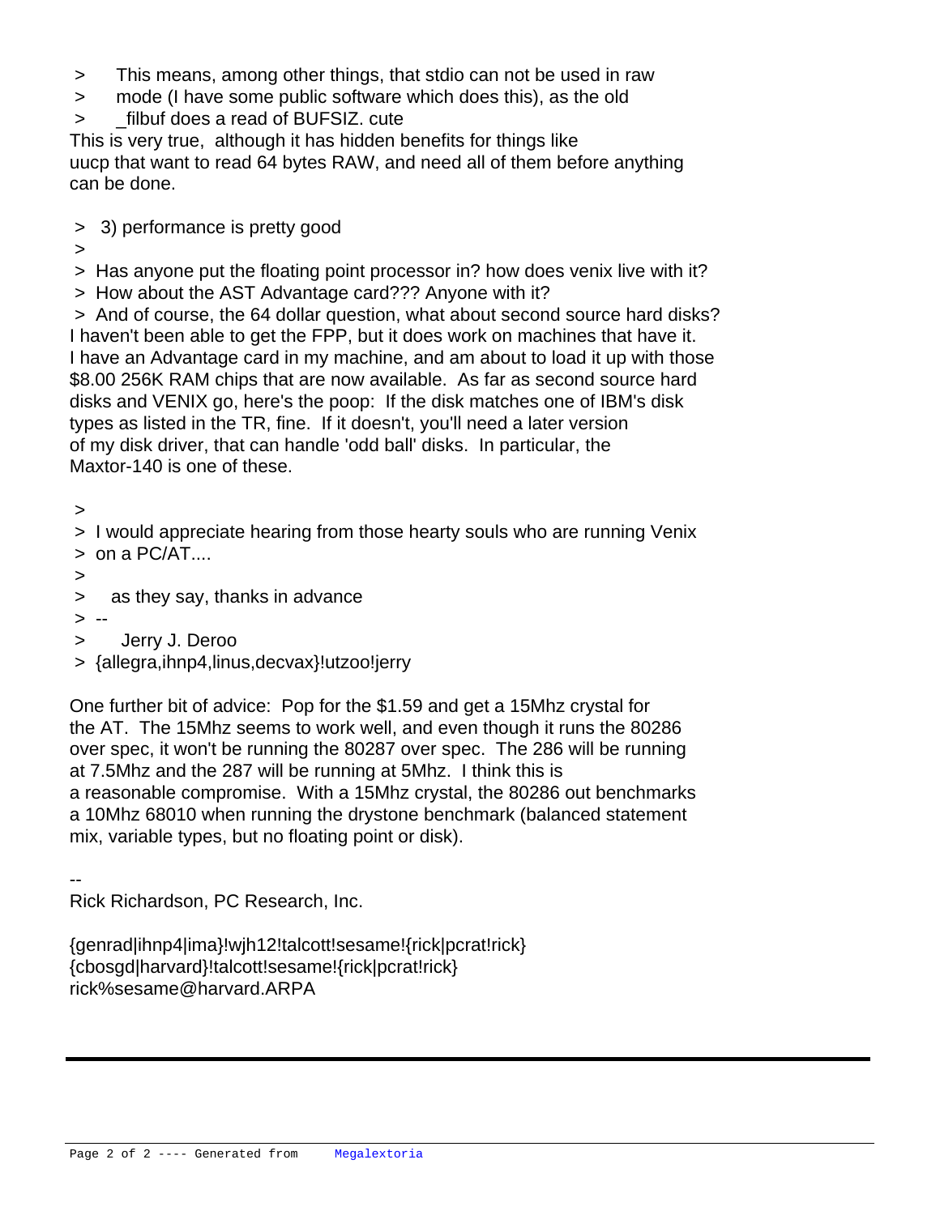> This means, among other things, that stdio can not be used in raw
> mode (I have some public software which does this), as the old
> _filbuf does a read of BUFSIZ. cute

This is very true, although it has hidden benefits for things like
uucp that want to read 64 bytes RAW, and need all of them before anything
can be done.

> 3) performance is pretty good
>
> Has anyone put the floating point processor in? how does venix live with it?
> How about the AST Advantage card??? Anyone with it?
> And of course, the 64 dollar question, what about second source hard disks?

I haven't been able to get the FPP, but it does work on machines that have it.
I have an Advantage card in my machine, and am about to load it up with those
$8.00 256K RAM chips that are now available. As far as second source hard
disks and VENIX go, here's the poop: If the disk matches one of IBM's disk
types as listed in the TR, fine. If it doesn't, you'll need a later version
of my disk driver, that can handle 'odd ball' disks. In particular, the
Maxtor-140 is one of these.

>
> I would appreciate hearing from those hearty souls who are running Venix
> on a PC/AT....
>
> as they say, thanks in advance
> --
> Jerry J. Deroo
> {allegra,ihnp4,linus,decvax}!utzoo!jerry

One further bit of advice: Pop for the $1.59 and get a 15Mhz crystal for
the AT. The 15Mhz seems to work well, and even though it runs the 80286
over spec, it won't be running the 80287 over spec. The 286 will be running
at 7.5Mhz and the 287 will be running at 5Mhz. I think this is
a reasonable compromise. With a 15Mhz crystal, the 80286 out benchmarks
a 10Mhz 68010 when running the drystone benchmark (balanced statement
mix, variable types, but no floating point or disk).

--
Rick Richardson, PC Research, Inc.

{genrad|ihnp4|ima}!wjh12!talcott!sesame!{rick|pcrat!rick}
{cbosgd|harvard}!talcott!sesame!{rick|pcrat!rick}
rick%sesame@harvard.ARPA